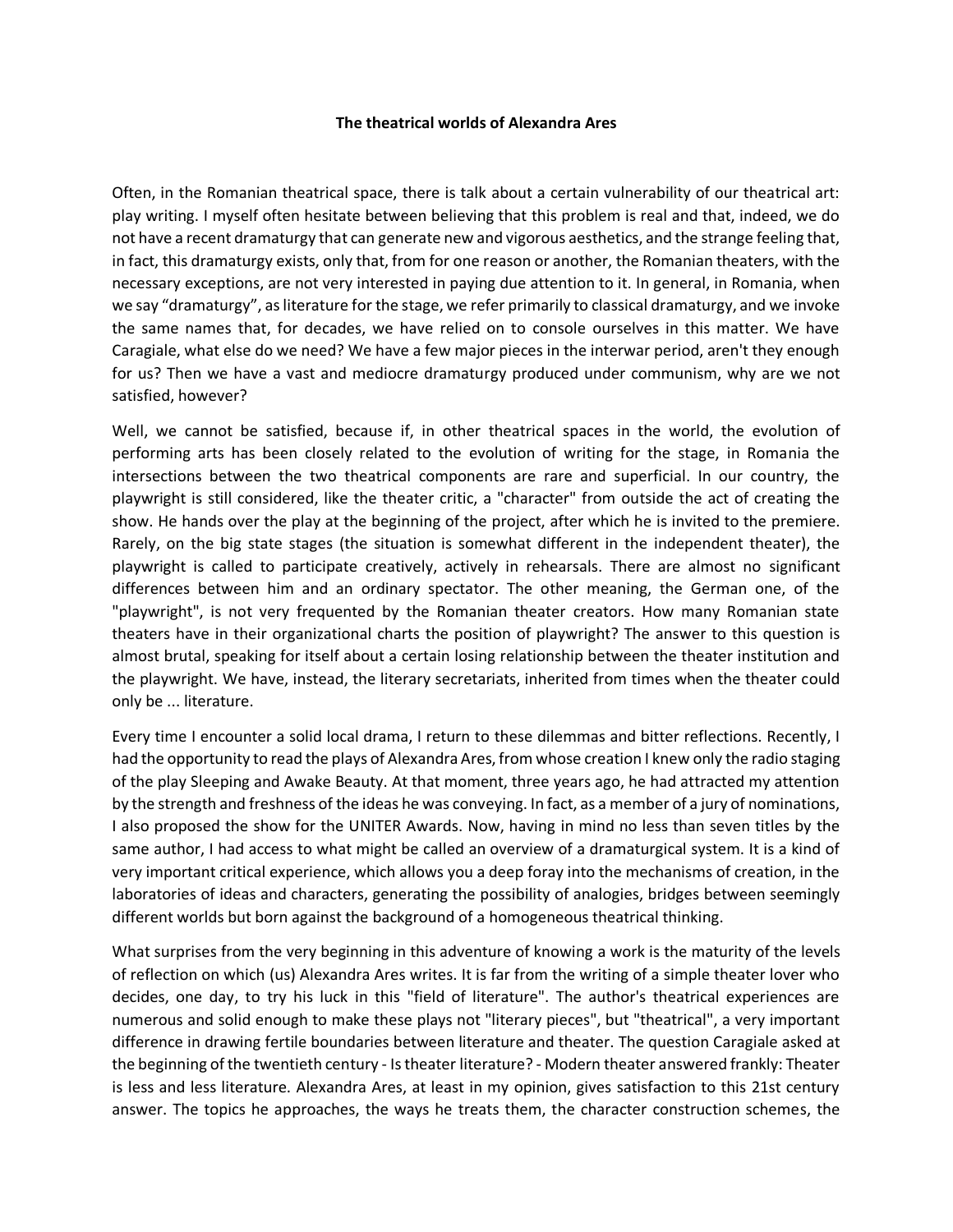**The theatrical worlds of Alexandra Ares**

Often, in the Romanian theatrical space, there is talk about a certain vulnerability of our theatrical art: play writing. I myself often hesitate between believing that this problem is real and that, indeed, we do not have a recent dramaturgy that can generate new and vigorous aesthetics, and the strange feeling that, in fact, this dramaturgy exists, only that, from for one reason or another, the Romanian theaters, with the necessary exceptions, are not very interested in paying due attention to it. In general, in Romania, when we say “dramaturgy”, as literature for the stage, we refer primarily to classical dramaturgy, and we invoke the same names that, for decades, we have relied on to console ourselves in this matter. We have Caragiale, what else do we need? We have a few major pieces in the interwar period, aren't they enough for us? Then we have a vast and mediocre dramaturgy produced under communism, why are we not satisfied, however?

Well, we cannot be satisfied, because if, in other theatrical spaces in the world, the evolution of performing arts has been closely related to the evolution of writing for the stage, in Romania the intersections between the two theatrical components are rare and superficial. In our country, the playwright is still considered, like the theater critic, a "character" from outside the act of creating the show. He hands over the play at the beginning of the project, after which he is invited to the premiere. Rarely, on the big state stages (the situation is somewhat different in the independent theater), the playwright is called to participate creatively, actively in rehearsals. There are almost no significant differences between him and an ordinary spectator. The other meaning, the German one, of the "playwright", is not very frequented by the Romanian theater creators. How many Romanian state theaters have in their organizational charts the position of playwright? The answer to this question is almost brutal, speaking for itself about a certain losing relationship between the theater institution and the playwright. We have, instead, the literary secretariats, inherited from times when the theater could only be ... literature.

Every time I encounter a solid local drama, I return to these dilemmas and bitter reflections. Recently, I had the opportunity to read the plays of Alexandra Ares, from whose creation I knew only the radio staging of the play Sleeping and Awake Beauty. At that moment, three years ago, he had attracted my attention by the strength and freshness of the ideas he was conveying. In fact, as a member of a jury of nominations, I also proposed the show for the UNITER Awards. Now, having in mind no less than seven titles by the same author, I had access to what might be called an overview of a dramaturgical system. It is a kind of very important critical experience, which allows you a deep foray into the mechanisms of creation, in the laboratories of ideas and characters, generating the possibility of analogies, bridges between seemingly different worlds but born against the background of a homogeneous theatrical thinking.

What surprises from the very beginning in this adventure of knowing a work is the maturity of the levels of reflection on which (us) Alexandra Ares writes. It is far from the writing of a simple theater lover who decides, one day, to try his luck in this "field of literature". The author's theatrical experiences are numerous and solid enough to make these plays not "literary pieces", but "theatrical", a very important difference in drawing fertile boundaries between literature and theater. The question Caragiale asked at the beginning of the twentieth century - Is theater literature? - Modern theater answered frankly: Theater is less and less literature. Alexandra Ares, at least in my opinion, gives satisfaction to this 21st century answer. The topics he approaches, the ways he treats them, the character construction schemes, the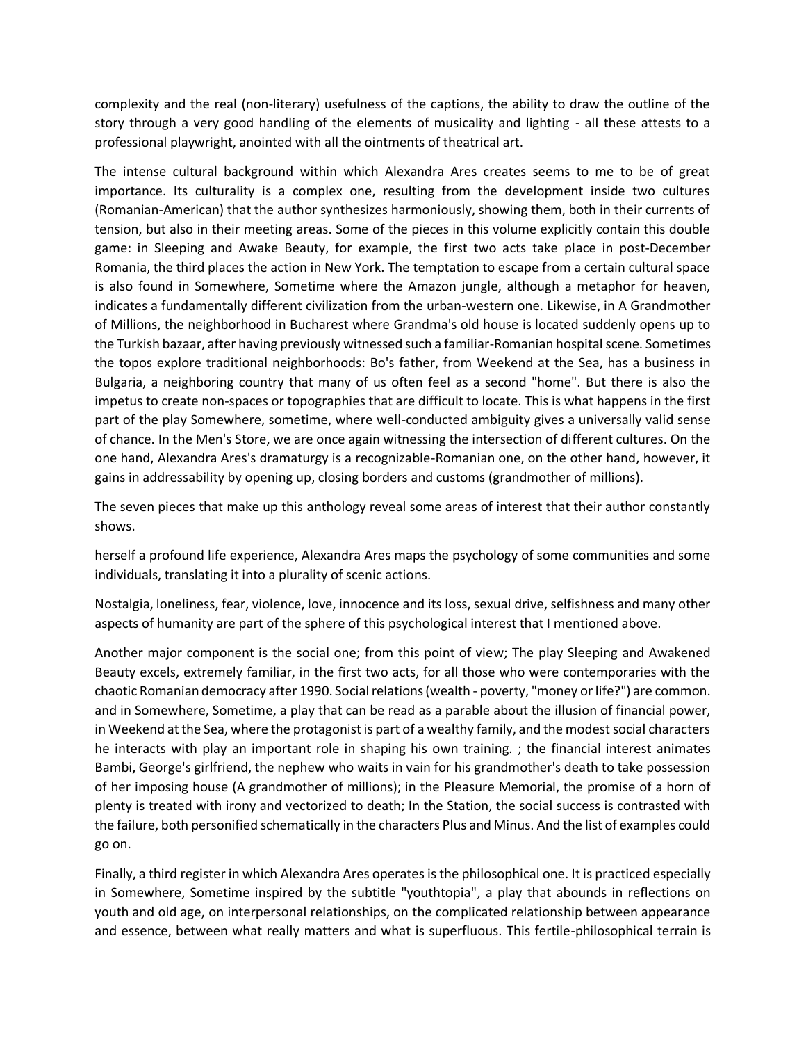complexity and the real (non-literary) usefulness of the captions, the ability to draw the outline of the story through a very good handling of the elements of musicality and lighting - all these attests to a professional playwright, anointed with all the ointments of theatrical art.

The intense cultural background within which Alexandra Ares creates seems to me to be of great importance. Its culturality is a complex one, resulting from the development inside two cultures (Romanian-American) that the author synthesizes harmoniously, showing them, both in their currents of tension, but also in their meeting areas. Some of the pieces in this volume explicitly contain this double game: in Sleeping and Awake Beauty, for example, the first two acts take place in post-December Romania, the third places the action in New York. The temptation to escape from a certain cultural space is also found in Somewhere, Sometime where the Amazon jungle, although a metaphor for heaven, indicates a fundamentally different civilization from the urban-western one. Likewise, in A Grandmother of Millions, the neighborhood in Bucharest where Grandma's old house is located suddenly opens up to the Turkish bazaar, after having previously witnessed such a familiar-Romanian hospital scene. Sometimes the topos explore traditional neighborhoods: Bo's father, from Weekend at the Sea, has a business in Bulgaria, a neighboring country that many of us often feel as a second "home". But there is also the impetus to create non-spaces or topographies that are difficult to locate. This is what happens in the first part of the play Somewhere, sometime, where well-conducted ambiguity gives a universally valid sense of chance. In the Men's Store, we are once again witnessing the intersection of different cultures. On the one hand, Alexandra Ares's dramaturgy is a recognizable-Romanian one, on the other hand, however, it gains in addressability by opening up, closing borders and customs (grandmother of millions).

The seven pieces that make up this anthology reveal some areas of interest that their author constantly shows.

herself a profound life experience, Alexandra Ares maps the psychology of some communities and some individuals, translating it into a plurality of scenic actions.

Nostalgia, loneliness, fear, violence, love, innocence and its loss, sexual drive, selfishness and many other aspects of humanity are part of the sphere of this psychological interest that I mentioned above.

Another major component is the social one; from this point of view; The play Sleeping and Awakened Beauty excels, extremely familiar, in the first two acts, for all those who were contemporaries with the chaotic Romanian democracy after 1990. Social relations (wealth - poverty, "money or life?") are common. and in Somewhere, Sometime, a play that can be read as a parable about the illusion of financial power, in Weekend at the Sea, where the protagonist is part of a wealthy family, and the modest social characters he interacts with play an important role in shaping his own training. ; the financial interest animates Bambi, George's girlfriend, the nephew who waits in vain for his grandmother's death to take possession of her imposing house (A grandmother of millions); in the Pleasure Memorial, the promise of a horn of plenty is treated with irony and vectorized to death; In the Station, the social success is contrasted with the failure, both personified schematically in the characters Plus and Minus. And the list of examples could go on.

Finally, a third register in which Alexandra Ares operates is the philosophical one. It is practiced especially in Somewhere, Sometime inspired by the subtitle "youthtopia", a play that abounds in reflections on youth and old age, on interpersonal relationships, on the complicated relationship between appearance and essence, between what really matters and what is superfluous. This fertile-philosophical terrain is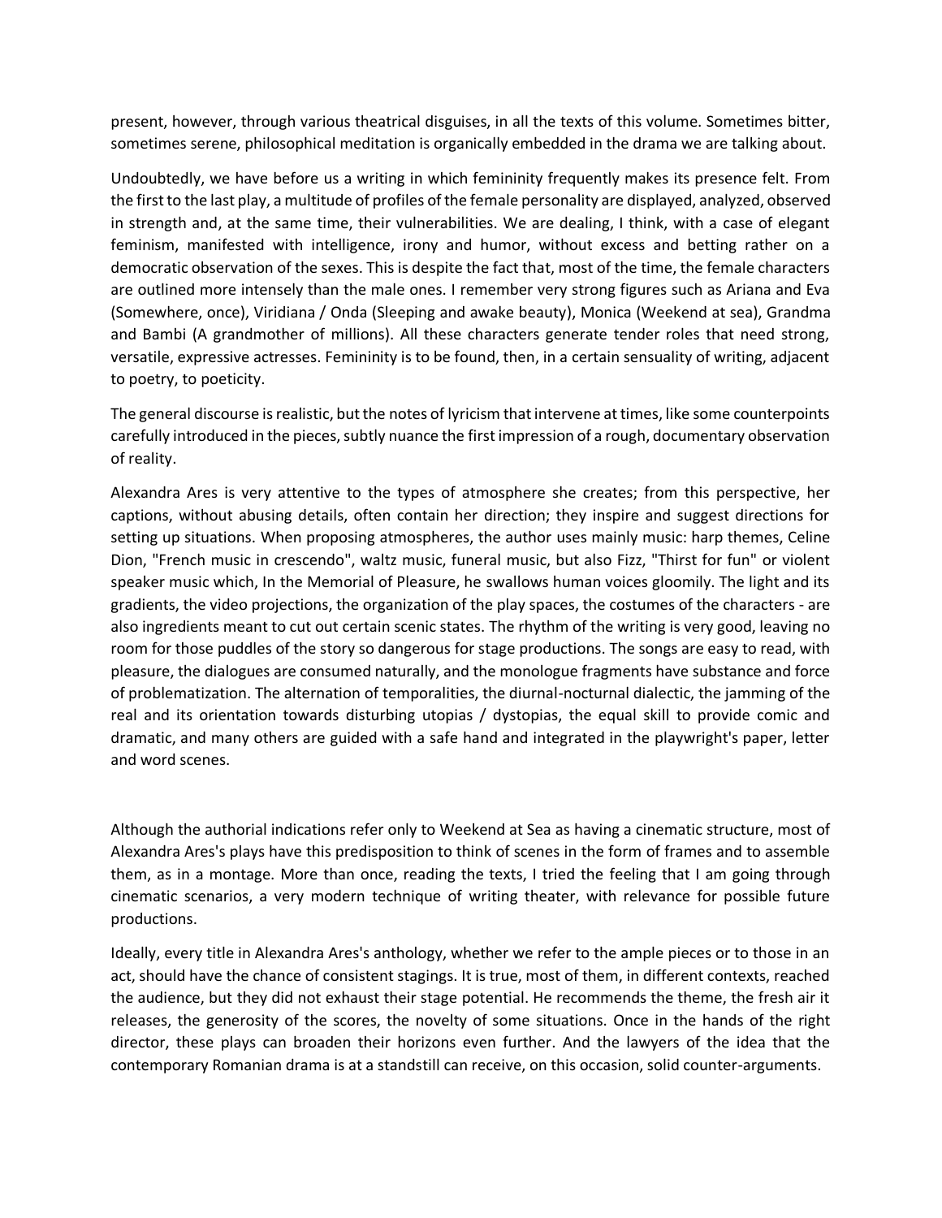present, however, through various theatrical disguises, in all the texts of this volume. Sometimes bitter, sometimes serene, philosophical meditation is organically embedded in the drama we are talking about.

Undoubtedly, we have before us a writing in which femininity frequently makes its presence felt. From the first to the last play, a multitude of profiles of the female personality are displayed, analyzed, observed in strength and, at the same time, their vulnerabilities. We are dealing, I think, with a case of elegant feminism, manifested with intelligence, irony and humor, without excess and betting rather on a democratic observation of the sexes. This is despite the fact that, most of the time, the female characters are outlined more intensely than the male ones. I remember very strong figures such as Ariana and Eva (Somewhere, once), Viridiana / Onda (Sleeping and awake beauty), Monica (Weekend at sea), Grandma and Bambi (A grandmother of millions). All these characters generate tender roles that need strong, versatile, expressive actresses. Femininity is to be found, then, in a certain sensuality of writing, adjacent to poetry, to poeticity.

The general discourse is realistic, but the notes of lyricism that intervene at times, like some counterpoints carefully introduced in the pieces, subtly nuance the first impression of a rough, documentary observation of reality.

Alexandra Ares is very attentive to the types of atmosphere she creates; from this perspective, her captions, without abusing details, often contain her direction; they inspire and suggest directions for setting up situations. When proposing atmospheres, the author uses mainly music: harp themes, Celine Dion, "French music in crescendo", waltz music, funeral music, but also Fizz, "Thirst for fun" or violent speaker music which, In the Memorial of Pleasure, he swallows human voices gloomily. The light and its gradients, the video projections, the organization of the play spaces, the costumes of the characters - are also ingredients meant to cut out certain scenic states. The rhythm of the writing is very good, leaving no room for those puddles of the story so dangerous for stage productions. The songs are easy to read, with pleasure, the dialogues are consumed naturally, and the monologue fragments have substance and force of problematization. The alternation of temporalities, the diurnal-nocturnal dialectic, the jamming of the real and its orientation towards disturbing utopias / dystopias, the equal skill to provide comic and dramatic, and many others are guided with a safe hand and integrated in the playwright's paper, letter and word scenes.

Although the authorial indications refer only to Weekend at Sea as having a cinematic structure, most of Alexandra Ares's plays have this predisposition to think of scenes in the form of frames and to assemble them, as in a montage. More than once, reading the texts, I tried the feeling that I am going through cinematic scenarios, a very modern technique of writing theater, with relevance for possible future productions.

Ideally, every title in Alexandra Ares's anthology, whether we refer to the ample pieces or to those in an act, should have the chance of consistent stagings. It is true, most of them, in different contexts, reached the audience, but they did not exhaust their stage potential. He recommends the theme, the fresh air it releases, the generosity of the scores, the novelty of some situations. Once in the hands of the right director, these plays can broaden their horizons even further. And the lawyers of the idea that the contemporary Romanian drama is at a standstill can receive, on this occasion, solid counter-arguments.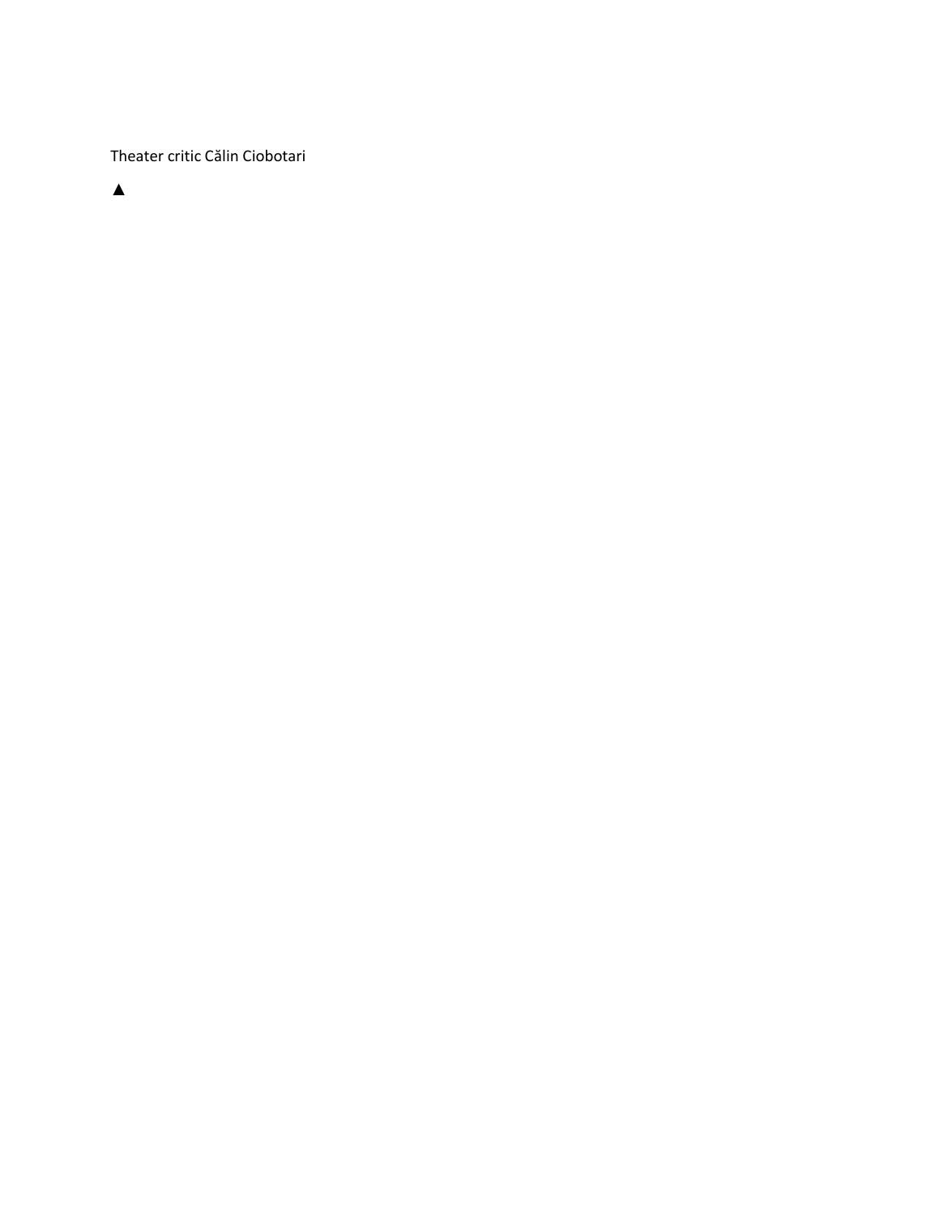Theater critic Călin Ciobotari

▲